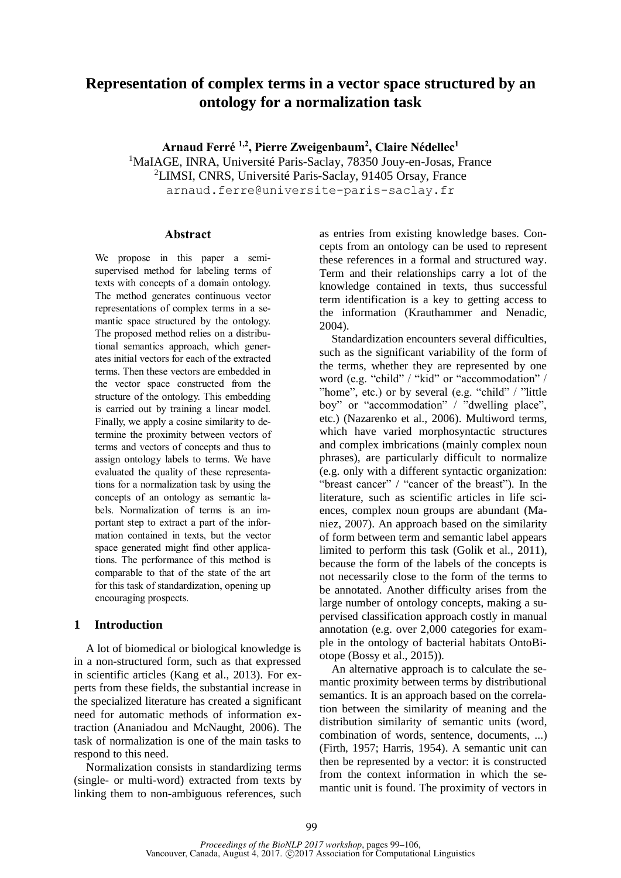# Representation of complex terms in a vector space structured by an ontology for a normalization task

**Arnaud Ferré [1,2], Pierre Zweigenbaum[2], Claire Nédellec[1]**

[1]MaIAGE, INRA, Université Paris-Saclay, 78350 Jouy-en-Josas, France

[2]LIMSI, CNRS, Université Paris-Saclay, 91405 Orsay, France

arnaud.ferre@universite-paris-saclay.fr

## Abstract

We propose in this paper a semi-supervised method for labeling terms of texts with concepts of a domain ontology. The method generates continuous vector representations of complex terms in a semantic space structured by the ontology. The proposed method relies on a distributional semantics approach, which generates initial vectors for each of the extracted terms. Then these vectors are embedded in the vector space constructed from the structure of the ontology. This embedding is carried out by training a linear model. Finally, we apply a cosine similarity to determine the proximity between vectors of terms and vectors of concepts and thus to assign ontology labels to terms. We have evaluated the quality of these representations for a normalization task by using the concepts of an ontology as semantic labels. Normalization of terms is an important step to extract a part of the information contained in texts, but the vector space generated might find other applications. The performance of this method is comparable to that of the state of the art for this task of standardization, opening up encouraging prospects.

## 1 Introduction

A lot of biomedical or biological knowledge is in a non-structured form, such as that expressed in scientific articles (Kang et al., 2013). For experts from these fields, the substantial increase in the specialized literature has created a significant need for automatic methods of information extraction (Ananiadou and McNaught, 2006). The task of normalization is one of the main tasks to respond to this need.

Normalization consists in standardizing terms (single- or multi-word) extracted from texts by linking them to non-ambiguous references, such as entries from existing knowledge bases. Concepts from an ontology can be used to represent these references in a formal and structured way. Term and their relationships carry a lot of the knowledge contained in texts, thus successful term identification is a key to getting access to the information (Krauthammer and Nenadic, 2004).

Standardization encounters several difficulties, such as the significant variability of the form of the terms, whether they are represented by one word (e.g. "child" / "kid" or "accommodation" / "home", etc.) or by several (e.g. "child" / "little boy" or "accommodation" / "dwelling place", etc.) (Nazarenko et al., 2006). Multiword terms, which have varied morphosyntactic structures and complex imbrications (mainly complex noun phrases), are particularly difficult to normalize (e.g. only with a different syntactic organization: "breast cancer" / "cancer of the breast"). In the literature, such as scientific articles in life sciences, complex noun groups are abundant (Maniez, 2007). An approach based on the similarity of form between term and semantic label appears limited to perform this task (Golik et al., 2011), because the form of the labels of the concepts is not necessarily close to the form of the terms to be annotated. Another difficulty arises from the large number of ontology concepts, making a supervised classification approach costly in manual annotation (e.g. over 2,000 categories for example in the ontology of bacterial habitats OntoBiotope (Bossy et al., 2015)).

An alternative approach is to calculate the semantic proximity between terms by distributional semantics. It is an approach based on the correlation between the similarity of meaning and the distribution similarity of semantic units (word, combination of words, sentence, documents, ...) (Firth, 1957; Harris, 1954). A semantic unit can then be represented by a vector: it is constructed from the context information in which the semantic unit is found. The proximity of vectors in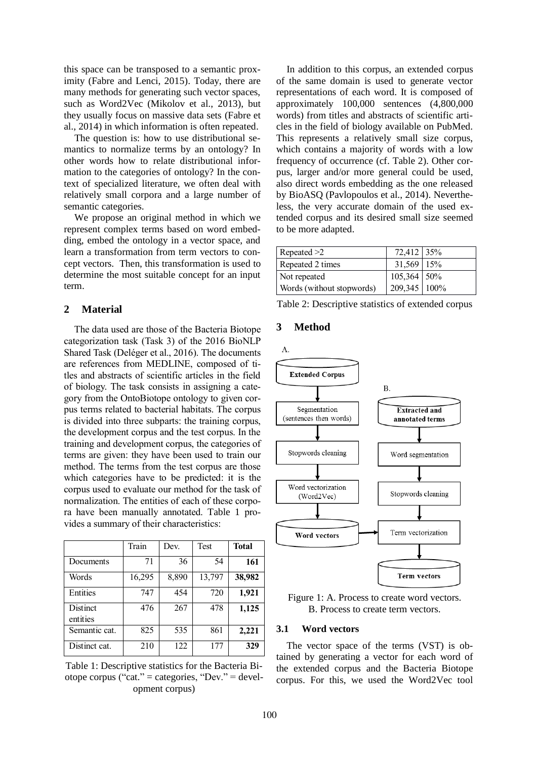this space can be transposed to a semantic proximity (Fabre and Lenci, 2015). Today, there are many methods for generating such vector spaces, such as Word2Vec (Mikolov et al., 2013), but they usually focus on massive data sets (Fabre et al., 2014) in which information is often repeated.

The question is: how to use distributional semantics to normalize terms by an ontology? In other words how to relate distributional information to the categories of ontology? In the context of specialized literature, we often deal with relatively small corpora and a large number of semantic categories.

We propose an original method in which we represent complex terms based on word embedding, embed the ontology in a vector space, and learn a transformation from term vectors to concept vectors. Then, this transformation is used to determine the most suitable concept for an input term.

## 2 Material

The data used are those of the Bacteria Biotope categorization task (Task 3) of the 2016 BioNLP Shared Task (Deléger et al., 2016). The documents are references from MEDLINE, composed of titles and abstracts of scientific articles in the field of biology. The task consists in assigning a category from the OntoBiotope ontology to given corpus terms related to bacterial habitats. The corpus is divided into three subparts: the training corpus, the development corpus and the test corpus. In the training and development corpus, the categories of terms are given: they have been used to train our method. The terms from the test corpus are those which categories have to be predicted: it is the corpus used to evaluate our method for the task of normalization. The entities of each of these corpora have been manually annotated. Table 1 provides a summary of their characteristics:

| | Train | Dev. | Test | **Total** |
|---|---|---|---|---|
| Documents | 71 | 36 | 54 | **161** |
| Words | 16,295 | 8,890 | 13,797 | **38,982** |
| Entities | 747 | 454 | 720 | **1,921** |
| Distinct entities | 476 | 267 | 478 | **1,125** |
| Semantic cat. | 825 | 535 | 861 | **2,221** |
| Distinct cat. | 210 | 122 | 177 | **329** |

Table 1: Descriptive statistics for the Bacteria Biotope corpus ("cat." = categories, "Dev." = development corpus)

In addition to this corpus, an extended corpus of the same domain is used to generate vector representations of each word. It is composed of approximately 100,000 sentences (4,800,000 words) from titles and abstracts of scientific articles in the field of biology available on PubMed. This represents a relatively small size corpus, which contains a majority of words with a low frequency of occurrence (cf. Table 2). Other corpus, larger and/or more general could be used, also direct words embedding as the one released by BioASQ (Pavlopoulos et al., 2014). Nevertheless, the very accurate domain of the used extended corpus and its desired small size seemed to be more adapted.

| | | |
|---|---|---|
| Repeated >2 | 72,412 | 35% |
| Repeated 2 times | 31,569 | 15% |
| Not repeated | 105,364 | 50% |
| Words (without stopwords) | 209,345 | 100% |

Table 2: Descriptive statistics of extended corpus

## 3 Method

Figure 1: A. Process to create word vectors. B. Process to create term vectors.

### 3.1 Word vectors

The vector space of the terms (VST) is obtained by generating a vector for each word of the extended corpus and the Bacteria Biotope corpus. For this, we used the Word2Vec tool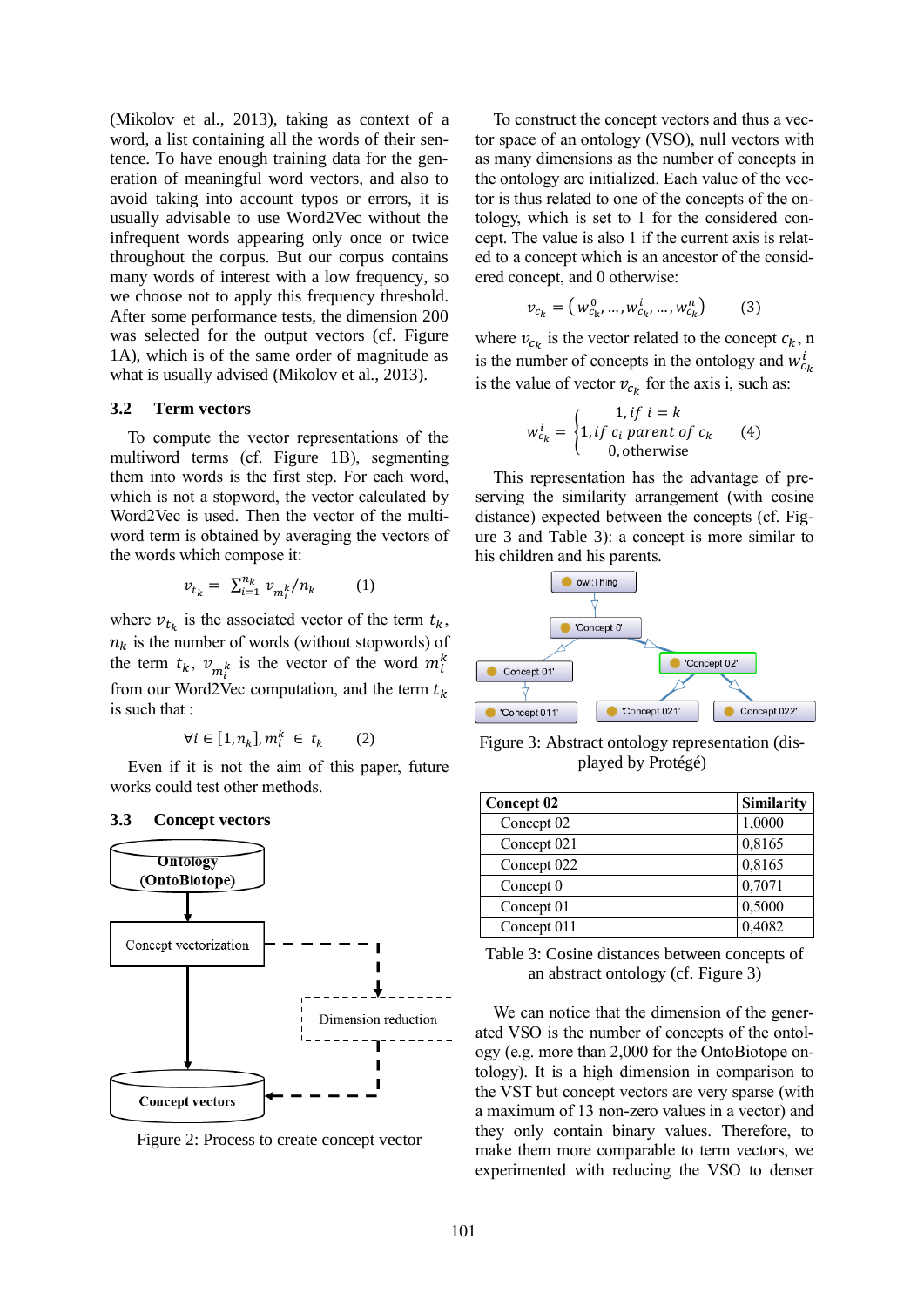(Mikolov et al., 2013), taking as context of a word, a list containing all the words of their sentence. To have enough training data for the generation of meaningful word vectors, and also to avoid taking into account typos or errors, it is usually advisable to use Word2Vec without the infrequent words appearing only once or twice throughout the corpus. But our corpus contains many words of interest with a low frequency, so we choose not to apply this frequency threshold. After some performance tests, the dimension 200 was selected for the output vectors (cf. Figure 1A), which is of the same order of magnitude as what is usually advised (Mikolov et al., 2013).

### 3.2 Term vectors

To compute the vector representations of the multiword terms (cf. Figure 1B), segmenting them into words is the first step. For each word, which is not a stopword, the vector calculated by Word2Vec is used. Then the vector of the multiword term is obtained by averaging the vectors of the words which compose it:

$$v_{t_k} = \sum_{i=1}^{n_k} v_{m_i^k} / n_k \qquad (1)$$

where $v_{t_k}$ is the associated vector of the term $t_k$, $n_k$ is the number of words (without stopwords) of the term $t_k$, $v_{m_i^k}$ is the vector of the word $m_i^k$ from our Word2Vec computation, and the term $t_k$ is such that :

$$\forall i \in [1, n_k], m_i^k \in t_k \qquad (2)$$

Even if it is not the aim of this paper, future works could test other methods.

### 3.3 Concept vectors

Ontology (OntoBiotope) → Concept vectorization → Concept vectors; Concept vectorization - - → Dimension reduction - - → Concept vectors

Figure 2: Process to create concept vector

To construct the concept vectors and thus a vector space of an ontology (VSO), null vectors with as many dimensions as the number of concepts in the ontology are initialized. Each value of the vector is thus related to one of the concepts of the ontology, which is set to 1 for the considered concept. The value is also 1 if the current axis is related to a concept which is an ancestor of the considered concept, and 0 otherwise:

$$v_{c_k} = \left(w_{c_k}^0, \dots, w_{c_k}^i, \dots, w_{c_k}^n\right) \qquad (3)$$

where $v_{c_k}$ is the vector related to the concept $c_k$, n is the number of concepts in the ontology and $w_{c_k}^i$ is the value of vector $v_{c_k}$ for the axis i, such as:

$$w_{c_k}^i = \begin{cases} 1, if\ i = k \\ 1, if\ c_i\ parent\ of\ c_k \\ 0, \text{otherwise} \end{cases} \qquad (4)$$

This representation has the advantage of preserving the similarity arrangement (with cosine distance) expected between the concepts (cf. Figure 3 and Table 3): a concept is more similar to his children and his parents.

owl:Thing → 'Concept 0' → 'Concept 01' → 'Concept 011'; 'Concept 0' → 'Concept 02' → 'Concept 021', 'Concept 022'

Figure 3: Abstract ontology representation (displayed by Protégé)

| Concept 02 | Similarity |
|---|---|
| Concept 02 | 1,0000 |
| Concept 021 | 0,8165 |
| Concept 022 | 0,8165 |
| Concept 0 | 0,7071 |
| Concept 01 | 0,5000 |
| Concept 011 | 0,4082 |

Table 3: Cosine distances between concepts of an abstract ontology (cf. Figure 3)

We can notice that the dimension of the generated VSO is the number of concepts of the ontology (e.g. more than 2,000 for the OntoBiotope ontology). It is a high dimension in comparison to the VST but concept vectors are very sparse (with a maximum of 13 non-zero values in a vector) and they only contain binary values. Therefore, to make them more comparable to term vectors, we experimented with reducing the VSO to denser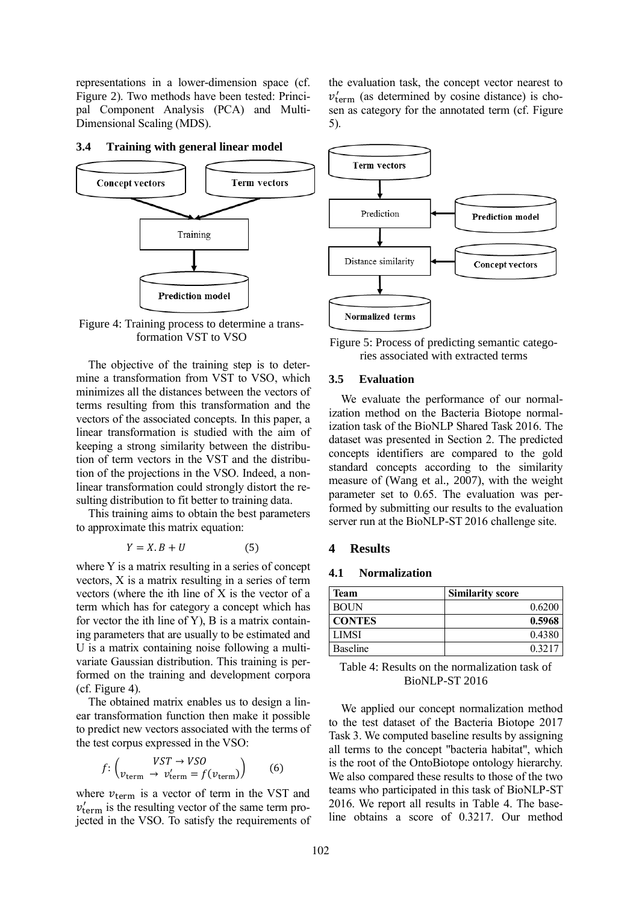representations in a lower-dimension space (cf. Figure 2). Two methods have been tested: Principal Component Analysis (PCA) and Multi-Dimensional Scaling (MDS).

### 3.4 Training with general linear model

Figure 4: Training process to determine a transformation VST to VSO

The objective of the training step is to determine a transformation from VST to VSO, which minimizes all the distances between the vectors of terms resulting from this transformation and the vectors of the associated concepts. In this paper, a linear transformation is studied with the aim of keeping a strong similarity between the distribution of term vectors in the VST and the distribution of the projections in the VSO. Indeed, a non-linear transformation could strongly distort the resulting distribution to fit better to training data.

This training aims to obtain the best parameters to approximate this matrix equation:

$$Y = X.B + U \qquad (5)$$

where Y is a matrix resulting in a series of concept vectors, X is a matrix resulting in a series of term vectors (where the ith line of X is the vector of a term which has for category a concept which has for vector the ith line of Y), B is a matrix containing parameters that are usually to be estimated and U is a matrix containing noise following a multivariate Gaussian distribution. This training is performed on the training and development corpora (cf. Figure 4).

The obtained matrix enables us to design a linear transformation function then make it possible to predict new vectors associated with the terms of the test corpus expressed in the VSO:

$$f: \begin{pmatrix} VST \rightarrow VSO \\ v_{\text{term}} \rightarrow v'_{\text{term}} = f(v_{\text{term}}) \end{pmatrix} \qquad (6)$$

where $v_{\text{term}}$ is a vector of term in the VST and $v'_{\text{term}}$ is the resulting vector of the same term projected in the VSO. To satisfy the requirements of the evaluation task, the concept vector nearest to $v'_{\text{term}}$ (as determined by cosine distance) is chosen as category for the annotated term (cf. Figure 5).

Figure 5: Process of predicting semantic categories associated with extracted terms

### 3.5 Evaluation

We evaluate the performance of our normalization method on the Bacteria Biotope normalization task of the BioNLP Shared Task 2016. The dataset was presented in Section 2. The predicted concepts identifiers are compared to the gold standard concepts according to the similarity measure of (Wang et al., 2007), with the weight parameter set to 0.65. The evaluation was performed by submitting our results to the evaluation server run at the BioNLP-ST 2016 challenge site.

## 4 Results

### 4.1 Normalization

| Team | Similarity score |
|---|---|
| BOUN | 0.6200 |
| **CONTES** | **0.5968** |
| LIMSI | 0.4380 |
| Baseline | 0.3217 |

Table 4: Results on the normalization task of BioNLP-ST 2016

We applied our concept normalization method to the test dataset of the Bacteria Biotope 2017 Task 3. We computed baseline results by assigning all terms to the concept "bacteria habitat", which is the root of the OntoBiotope ontology hierarchy. We also compared these results to those of the two teams who participated in this task of BioNLP-ST 2016. We report all results in Table 4. The baseline obtains a score of 0.3217. Our method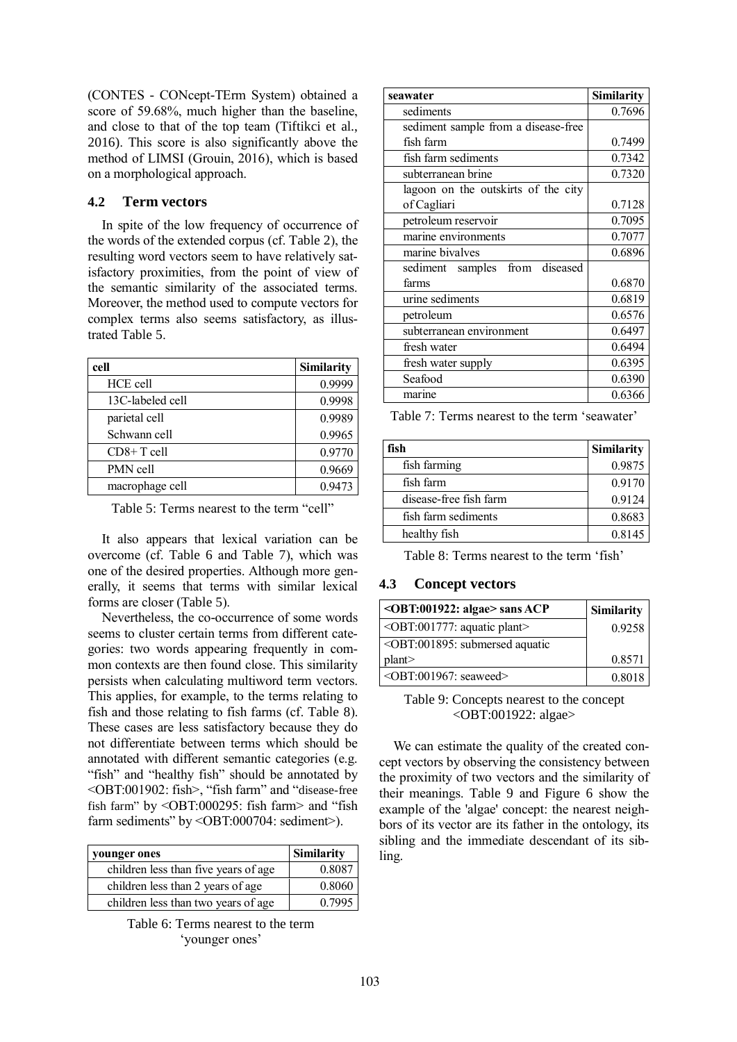(CONTES - CONcept-TErm System) obtained a score of 59.68%, much higher than the baseline, and close to that of the top team (Tiftikci et al., 2016). This score is also significantly above the method of LIMSI (Grouin, 2016), which is based on a morphological approach.

### 4.2 Term vectors

In spite of the low frequency of occurrence of the words of the extended corpus (cf. Table 2), the resulting word vectors seem to have relatively satisfactory proximities, from the point of view of the semantic similarity of the associated terms. Moreover, the method used to compute vectors for complex terms also seems satisfactory, as illustrated Table 5.

| cell | Similarity |
|---|---|
| HCE cell | 0.9999 |
| 13C-labeled cell | 0.9998 |
| parietal cell | 0.9989 |
| Schwann cell | 0.9965 |
| CD8+ T cell | 0.9770 |
| PMN cell | 0.9669 |
| macrophage cell | 0.9473 |

Table 5: Terms nearest to the term “cell”

It also appears that lexical variation can be overcome (cf. Table 6 and Table 7), which was one of the desired properties. Although more generally, it seems that terms with similar lexical forms are closer (Table 5).

Nevertheless, the co-occurrence of some words seems to cluster certain terms from different categories: two words appearing frequently in common contexts are then found close. This similarity persists when calculating multiword term vectors. This applies, for example, to the terms relating to fish and those relating to fish farms (cf. Table 8). These cases are less satisfactory because they do not differentiate between terms which should be annotated with different semantic categories (e.g. “fish” and “healthy fish” should be annotated by <OBT:001902: fish>, “fish farm” and “disease-free fish farm” by <OBT:000295: fish farm> and “fish farm sediments” by <OBT:000704: sediment>).

| younger ones | Similarity |
|---|---|
| children less than five years of age | 0.8087 |
| children less than 2 years of age | 0.8060 |
| children less than two years of age | 0.7995 |

Table 6: Terms nearest to the term ‘younger ones’

| seawater | Similarity |
|---|---|
| sediments | 0.7696 |
| sediment sample from a disease-free fish farm | 0.7499 |
| fish farm sediments | 0.7342 |
| subterranean brine | 0.7320 |
| lagoon on the outskirts of the city of Cagliari | 0.7128 |
| petroleum reservoir | 0.7095 |
| marine environments | 0.7077 |
| marine bivalves | 0.6896 |
| sediment samples from diseased farms | 0.6870 |
| urine sediments | 0.6819 |
| petroleum | 0.6576 |
| subterranean environment | 0.6497 |
| fresh water | 0.6494 |
| fresh water supply | 0.6395 |
| Seafood | 0.6390 |
| marine | 0.6366 |

Table 7: Terms nearest to the term ‘seawater’

| fish | Similarity |
|---|---|
| fish farming | 0.9875 |
| fish farm | 0.9170 |
| disease-free fish farm | 0.9124 |
| fish farm sediments | 0.8683 |
| healthy fish | 0.8145 |

Table 8: Terms nearest to the term ‘fish’

### 4.3 Concept vectors

| <OBT:001922: algae> sans ACP | Similarity |
|---|---|
| <OBT:001777: aquatic plant> | 0.9258 |
| <OBT:001895: submersed aquatic plant> | 0.8571 |
| <OBT:001967: seaweed> | 0.8018 |

Table 9: Concepts nearest to the concept <OBT:001922: algae>

We can estimate the quality of the created concept vectors by observing the consistency between the proximity of two vectors and the similarity of their meanings. Table 9 and Figure 6 show the example of the 'algae' concept: the nearest neighbors of its vector are its father in the ontology, its sibling and the immediate descendant of its sibling.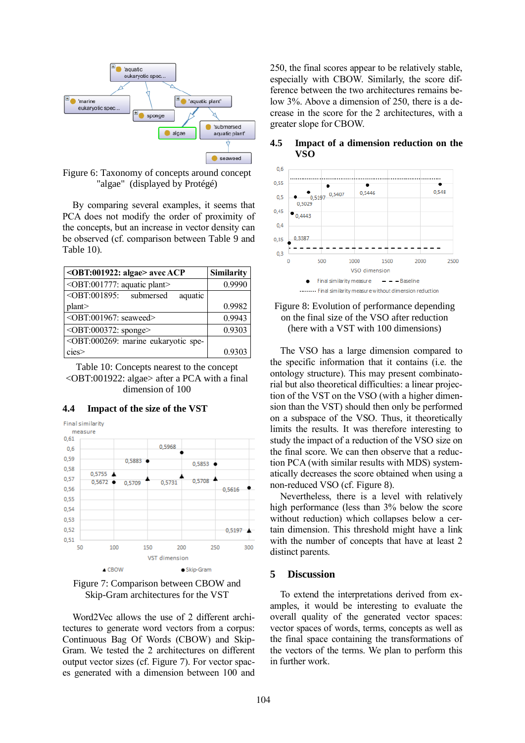Figure 6: Taxonomy of concepts around concept "algae" (displayed by Protégé)

By comparing several examples, it seems that PCA does not modify the order of proximity of the concepts, but an increase in vector density can be observed (cf. comparison between Table 9 and Table 10).

| <OBT:001922: algae> avec ACP | Similarity |
|---|---|
| <OBT:001777: aquatic plant> | 0.9990 |
| <OBT:001895: submersed aquatic plant> | 0.9982 |
| <OBT:001967: seaweed> | 0.9943 |
| <OBT:000372: sponge> | 0.9303 |
| <OBT:000269: marine eukaryotic species> | 0.9303 |

Table 10: Concepts nearest to the concept <OBT:001922: algae> after a PCA with a final dimension of 100

### 4.4 Impact of the size of the VST

Figure 7: Comparison between CBOW and Skip-Gram architectures for the VST

Word2Vec allows the use of 2 different architectures to generate word vectors from a corpus: Continuous Bag Of Words (CBOW) and Skip-Gram. We tested the 2 architectures on different output vector sizes (cf. Figure 7). For vector spaces generated with a dimension between 100 and 250, the final scores appear to be relatively stable, especially with CBOW. Similarly, the score difference between the two architectures remains below 3%. Above a dimension of 250, there is a decrease in the score for the 2 architectures, with a greater slope for CBOW.

### 4.5 Impact of a dimension reduction on the VSO

Figure 8: Evolution of performance depending on the final size of the VSO after reduction (here with a VST with 100 dimensions)

The VSO has a large dimension compared to the specific information that it contains (i.e. the ontology structure). This may present combinatorial but also theoretical difficulties: a linear projection of the VST on the VSO (with a higher dimension than the VST) should then only be performed on a subspace of the VSO. Thus, it theoretically limits the results. It was therefore interesting to study the impact of a reduction of the VSO size on the final score. We can then observe that a reduction PCA (with similar results with MDS) systematically decreases the score obtained when using a non-reduced VSO (cf. Figure 8).

Nevertheless, there is a level with relatively high performance (less than 3% below the score without reduction) which collapses below a certain dimension. This threshold might have a link with the number of concepts that have at least 2 distinct parents.

## 5 Discussion

To extend the interpretations derived from examples, it would be interesting to evaluate the overall quality of the generated vector spaces: vector spaces of words, terms, concepts as well as the final space containing the transformations of the vectors of the terms. We plan to perform this in further work.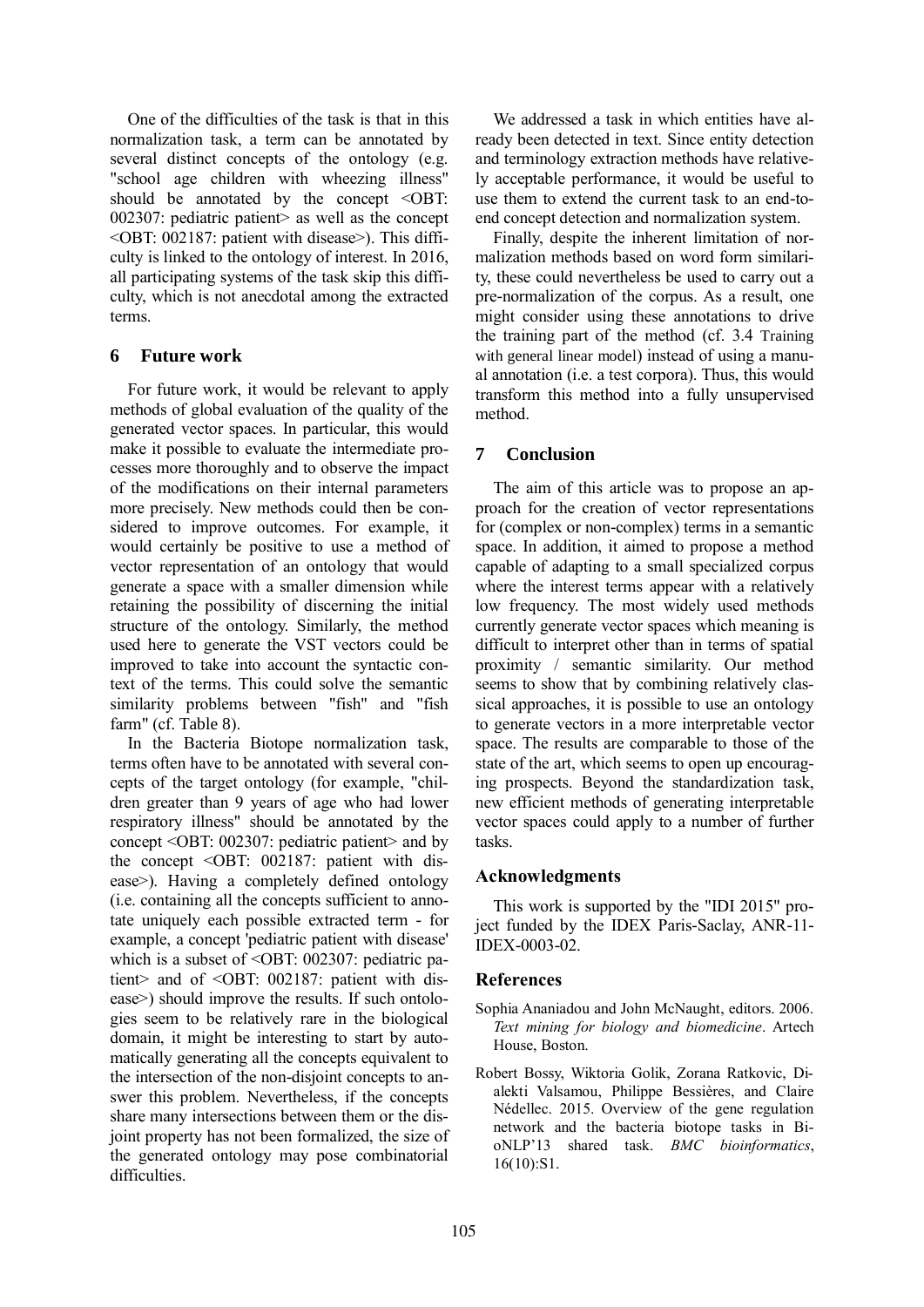One of the difficulties of the task is that in this normalization task, a term can be annotated by several distinct concepts of the ontology (e.g. "school age children with wheezing illness" should be annotated by the concept <OBT: 002307: pediatric patient> as well as the concept <OBT: 002187: patient with disease>). This difficulty is linked to the ontology of interest. In 2016, all participating systems of the task skip this difficulty, which is not anecdotal among the extracted terms.

## 6 Future work

For future work, it would be relevant to apply methods of global evaluation of the quality of the generated vector spaces. In particular, this would make it possible to evaluate the intermediate processes more thoroughly and to observe the impact of the modifications on their internal parameters more precisely. New methods could then be considered to improve outcomes. For example, it would certainly be positive to use a method of vector representation of an ontology that would generate a space with a smaller dimension while retaining the possibility of discerning the initial structure of the ontology. Similarly, the method used here to generate the VST vectors could be improved to take into account the syntactic context of the terms. This could solve the semantic similarity problems between "fish" and "fish farm" (cf. Table 8).

In the Bacteria Biotope normalization task, terms often have to be annotated with several concepts of the target ontology (for example, "children greater than 9 years of age who had lower respiratory illness" should be annotated by the concept <OBT: 002307: pediatric patient> and by the concept <OBT: 002187: patient with disease>). Having a completely defined ontology (i.e. containing all the concepts sufficient to annotate uniquely each possible extracted term - for example, a concept 'pediatric patient with disease' which is a subset of <OBT: 002307: pediatric patient> and of <OBT: 002187: patient with disease>) should improve the results. If such ontologies seem to be relatively rare in the biological domain, it might be interesting to start by automatically generating all the concepts equivalent to the intersection of the non-disjoint concepts to answer this problem. Nevertheless, if the concepts share many intersections between them or the disjoint property has not been formalized, the size of the generated ontology may pose combinatorial difficulties.

We addressed a task in which entities have already been detected in text. Since entity detection and terminology extraction methods have relatively acceptable performance, it would be useful to use them to extend the current task to an end-to-end concept detection and normalization system.

Finally, despite the inherent limitation of normalization methods based on word form similarity, these could nevertheless be used to carry out a pre-normalization of the corpus. As a result, one might consider using these annotations to drive the training part of the method (cf. 3.4 Training with general linear model) instead of using a manual annotation (i.e. a test corpora). Thus, this would transform this method into a fully unsupervised method.

## 7 Conclusion

The aim of this article was to propose an approach for the creation of vector representations for (complex or non-complex) terms in a semantic space. In addition, it aimed to propose a method capable of adapting to a small specialized corpus where the interest terms appear with a relatively low frequency. The most widely used methods currently generate vector spaces which meaning is difficult to interpret other than in terms of spatial proximity / semantic similarity. Our method seems to show that by combining relatively classical approaches, it is possible to use an ontology to generate vectors in a more interpretable vector space. The results are comparable to those of the state of the art, which seems to open up encouraging prospects. Beyond the standardization task, new efficient methods of generating interpretable vector spaces could apply to a number of further tasks.

## Acknowledgments

This work is supported by the "IDI 2015" project funded by the IDEX Paris-Saclay, ANR-11-IDEX-0003-02.

## References

Sophia Ananiadou and John McNaught, editors. 2006. *Text mining for biology and biomedicine*. Artech House, Boston.

Robert Bossy, Wiktoria Golik, Zorana Ratkovic, Dialekti Valsamou, Philippe Bessières, and Claire Nédellec. 2015. Overview of the gene regulation network and the bacteria biotope tasks in BioNLP'13 shared task. *BMC bioinformatics*, 16(10):S1.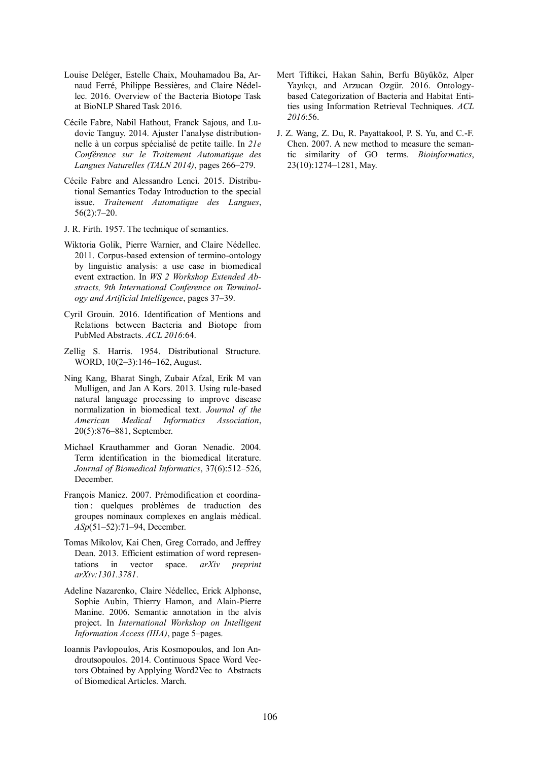Louise Deléger, Estelle Chaix, Mouhamadou Ba, Arnaud Ferré, Philippe Bessières, and Claire Nédellec. 2016. Overview of the Bacteria Biotope Task at BioNLP Shared Task 2016.

Cécile Fabre, Nabil Hathout, Franck Sajous, and Ludovic Tanguy. 2014. Ajuster l'analyse distributionnelle à un corpus spécialisé de petite taille. In *21e Conférence sur le Traitement Automatique des Langues Naturelles (TALN 2014)*, pages 266–279.

Cécile Fabre and Alessandro Lenci. 2015. Distributional Semantics Today Introduction to the special issue. *Traitement Automatique des Langues*, 56(2):7–20.

J. R. Firth. 1957. The technique of semantics.

Wiktoria Golik, Pierre Warnier, and Claire Nédellec. 2011. Corpus-based extension of termino-ontology by linguistic analysis: a use case in biomedical event extraction. In *WS 2 Workshop Extended Abstracts, 9th International Conference on Terminology and Artificial Intelligence*, pages 37–39.

Cyril Grouin. 2016. Identification of Mentions and Relations between Bacteria and Biotope from PubMed Abstracts. *ACL 2016*:64.

Zellig S. Harris. 1954. Distributional Structure. WORD, 10(2–3):146–162, August.

Ning Kang, Bharat Singh, Zubair Afzal, Erik M van Mulligen, and Jan A Kors. 2013. Using rule-based natural language processing to improve disease normalization in biomedical text. *Journal of the American Medical Informatics Association*, 20(5):876–881, September.

Michael Krauthammer and Goran Nenadic. 2004. Term identification in the biomedical literature. *Journal of Biomedical Informatics*, 37(6):512–526, December.

François Maniez. 2007. Prémodification et coordination : quelques problèmes de traduction des groupes nominaux complexes en anglais médical. *ASp*(51–52):71–94, December.

Tomas Mikolov, Kai Chen, Greg Corrado, and Jeffrey Dean. 2013. Efficient estimation of word representations in vector space. *arXiv preprint arXiv:1301.3781*.

Adeline Nazarenko, Claire Nédellec, Erick Alphonse, Sophie Aubin, Thierry Hamon, and Alain-Pierre Manine. 2006. Semantic annotation in the alvis project. In *International Workshop on Intelligent Information Access (IIIA)*, page 5–pages.

Ioannis Pavlopoulos, Aris Kosmopoulos, and Ion Androutsopoulos. 2014. Continuous Space Word Vectors Obtained by Applying Word2Vec to Abstracts of Biomedical Articles. March.

Mert Tiftikci, Hakan Sahin, Berfu Büyüköz, Alper Yayıkçı, and Arzucan Ozgür. 2016. Ontology-based Categorization of Bacteria and Habitat Entities using Information Retrieval Techniques. *ACL 2016*:56.

J. Z. Wang, Z. Du, R. Payattakool, P. S. Yu, and C.-F. Chen. 2007. A new method to measure the semantic similarity of GO terms. *Bioinformatics*, 23(10):1274–1281, May.